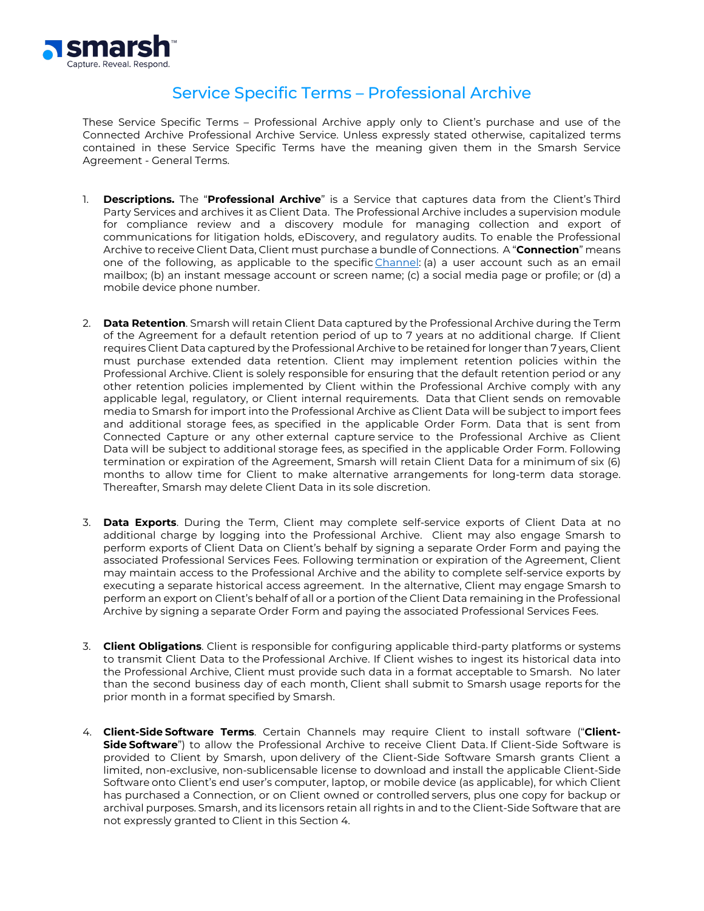smarsh™
Capture. Reveal. Respond.

# Service Specific Terms – Professional Archive

These Service Specific Terms – Professional Archive apply only to Client's purchase and use of the Connected Archive Professional Archive Service. Unless expressly stated otherwise, capitalized terms contained in these Service Specific Terms have the meaning given them in the Smarsh Service Agreement - General Terms.

1. **Descriptions.** The "**Professional Archive**" is a Service that captures data from the Client's Third Party Services and archives it as Client Data. The Professional Archive includes a supervision module for compliance review and a discovery module for managing collection and export of communications for litigation holds, eDiscovery, and regulatory audits. To enable the Professional Archive to receive Client Data, Client must purchase a bundle of Connections. A "**Connection**" means one of the following, as applicable to the specific Channel: (a) a user account such as an email mailbox; (b) an instant message account or screen name; (c) a social media page or profile; or (d) a mobile device phone number.

2. **Data Retention**. Smarsh will retain Client Data captured by the Professional Archive during the Term of the Agreement for a default retention period of up to 7 years at no additional charge. If Client requires Client Data captured by the Professional Archive to be retained for longer than 7 years, Client must purchase extended data retention. Client may implement retention policies within the Professional Archive. Client is solely responsible for ensuring that the default retention period or any other retention policies implemented by Client within the Professional Archive comply with any applicable legal, regulatory, or Client internal requirements. Data that Client sends on removable media to Smarsh for import into the Professional Archive as Client Data will be subject to import fees and additional storage fees, as specified in the applicable Order Form. Data that is sent from Connected Capture or any other external capture service to the Professional Archive as Client Data will be subject to additional storage fees, as specified in the applicable Order Form. Following termination or expiration of the Agreement, Smarsh will retain Client Data for a minimum of six (6) months to allow time for Client to make alternative arrangements for long-term data storage. Thereafter, Smarsh may delete Client Data in its sole discretion.

3. **Data Exports**. During the Term, Client may complete self-service exports of Client Data at no additional charge by logging into the Professional Archive. Client may also engage Smarsh to perform exports of Client Data on Client's behalf by signing a separate Order Form and paying the associated Professional Services Fees. Following termination or expiration of the Agreement, Client may maintain access to the Professional Archive and the ability to complete self-service exports by executing a separate historical access agreement. In the alternative, Client may engage Smarsh to perform an export on Client's behalf of all or a portion of the Client Data remaining in the Professional Archive by signing a separate Order Form and paying the associated Professional Services Fees.

3. **Client Obligations**. Client is responsible for configuring applicable third-party platforms or systems to transmit Client Data to the Professional Archive. If Client wishes to ingest its historical data into the Professional Archive, Client must provide such data in a format acceptable to Smarsh. No later than the second business day of each month, Client shall submit to Smarsh usage reports for the prior month in a format specified by Smarsh.

4. **Client-Side Software Terms**. Certain Channels may require Client to install software ("**Client-Side Software**") to allow the Professional Archive to receive Client Data. If Client-Side Software is provided to Client by Smarsh, upon delivery of the Client-Side Software Smarsh grants Client a limited, non-exclusive, non-sublicensable license to download and install the applicable Client-Side Software onto Client's end user's computer, laptop, or mobile device (as applicable), for which Client has purchased a Connection, or on Client owned or controlled servers, plus one copy for backup or archival purposes. Smarsh, and its licensors retain all rights in and to the Client-Side Software that are not expressly granted to Client in this Section 4.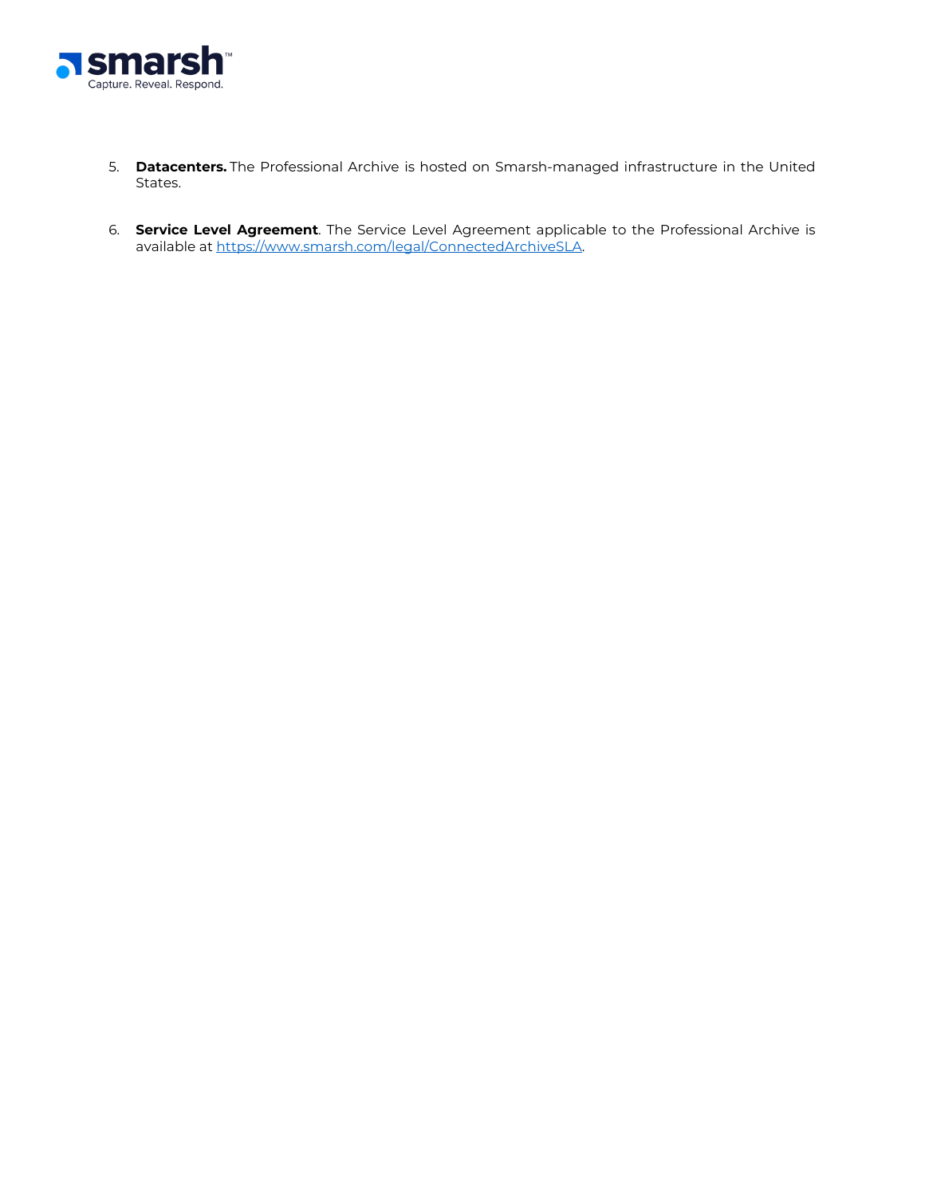5. **Datacenters.** The Professional Archive is hosted on Smarsh-managed infrastructure in the United States.

6. **Service Level Agreement**. The Service Level Agreement applicable to the Professional Archive is available at https://www.smarsh.com/legal/ConnectedArchiveSLA.